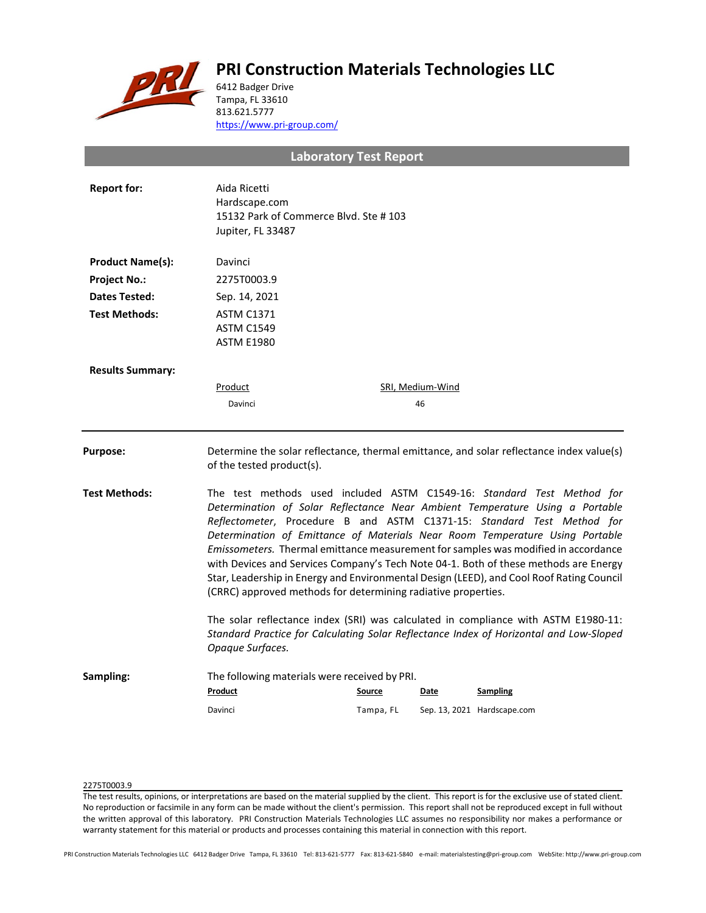# PRI Construction Materials Technologies LLC

6412 Badger Drive
Tampa, FL 33610
813.621.5777
https://www.pri-group.com/

## Laboratory Test Report

**Report for:** Aida Ricetti
Hardscape.com
15132 Park of Commerce Blvd. Ste # 103
Jupiter, FL 33487

**Product Name(s):** Davinci

**Project No.:** 2275T0003.9

**Dates Tested:** Sep. 14, 2021

**Test Methods:** ASTM C1371
ASTM C1549
ASTM E1980

**Results Summary:**

| Product | SRI, Medium-Wind |
| --- | --- |
| Davinci | 46 |

---

**Purpose:** Determine the solar reflectance, thermal emittance, and solar reflectance index value(s) of the tested product(s).

**Test Methods:** The test methods used included ASTM C1549-16: *Standard Test Method for Determination of Solar Reflectance Near Ambient Temperature Using a Portable Reflectometer*, Procedure B and ASTM C1371-15: *Standard Test Method for Determination of Emittance of Materials Near Room Temperature Using Portable Emissometers.* Thermal emittance measurement for samples was modified in accordance with Devices and Services Company's Tech Note 04-1. Both of these methods are Energy Star, Leadership in Energy and Environmental Design (LEED), and Cool Roof Rating Council (CRRC) approved methods for determining radiative properties.

The solar reflectance index (SRI) was calculated in compliance with ASTM E1980-11: *Standard Practice for Calculating Solar Reflectance Index of Horizontal and Low-Sloped Opaque Surfaces.*

**Sampling:** The following materials were received by PRI.

| Product | Source | Date | Sampling |
| --- | --- | --- | --- |
| Davinci | Tampa, FL | Sep. 13, 2021 | Hardscape.com |

2275T0003.9

The test results, opinions, or interpretations are based on the material supplied by the client. This report is for the exclusive use of stated client. No reproduction or facsimile in any form can be made without the client's permission. This report shall not be reproduced except in full without the written approval of this laboratory. PRI Construction Materials Technologies LLC assumes no responsibility nor makes a performance or warranty statement for this material or products and processes containing this material in connection with this report.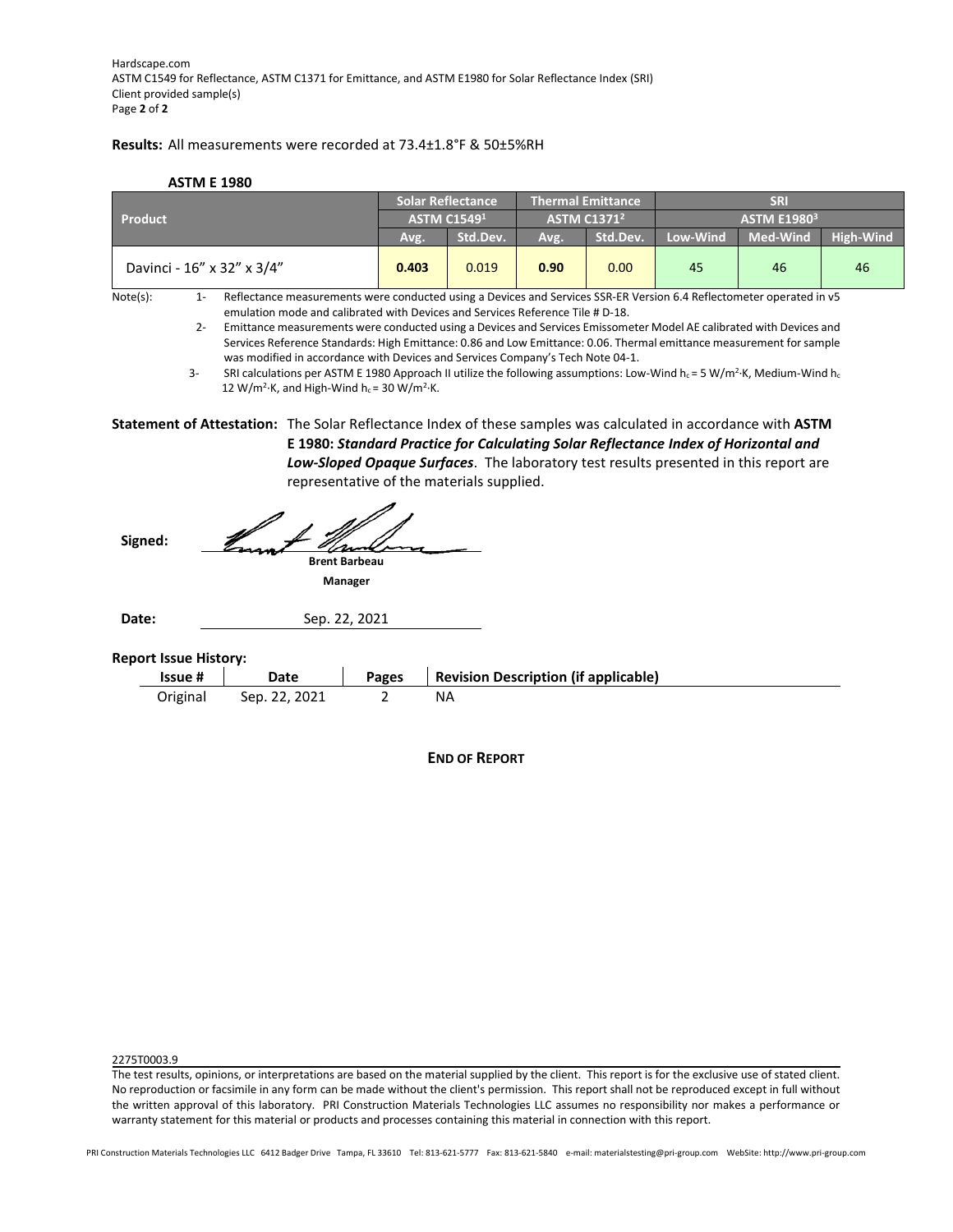**Results:** All measurements were recorded at 73.4±1.8°F & 50±5%RH

**ASTM E 1980**

| Product | Solar Reflectance ASTM C1549[1] | | Thermal Emittance ASTM C1371[2] | | SRI ASTM E1980[3] | | |
|---|---|---|---|---|---|---|---|
| | Avg. | Std.Dev. | Avg. | Std.Dev. | Low-Wind | Med-Wind | High-Wind |
| Davinci - 16” x 32” x 3/4” | **0.403** | 0.019 | **0.90** | 0.00 | 45 | 46 | 46 |

Note(s):

1- Reflectance measurements were conducted using a Devices and Services SSR-ER Version 6.4 Reflectometer operated in v5 emulation mode and calibrated with Devices and Services Reference Tile # D-18.

2- Emittance measurements were conducted using a Devices and Services Emissometer Model AE calibrated with Devices and Services Reference Standards: High Emittance: 0.86 and Low Emittance: 0.06. Thermal emittance measurement for sample was modified in accordance with Devices and Services Company’s Tech Note 04-1.

3- SRI calculations per ASTM E 1980 Approach II utilize the following assumptions: Low-Wind $h_c = 5\ W/m^2{\cdot}K$, Medium-Wind $h_c$ $12\ W/m^2{\cdot}K$, and High-Wind $h_c = 30\ W/m^2{\cdot}K$.

**Statement of Attestation:** The Solar Reflectance Index of these samples was calculated in accordance with **ASTM E 1980:** ***Standard Practice for Calculating Solar Reflectance Index of Horizontal and Low-Sloped Opaque Surfaces***. The laboratory test results presented in this report are representative of the materials supplied.

**Signed:**

**Brent Barbeau**
**Manager**

**Date:** Sep. 22, 2021

**Report Issue History:**

| Issue # | Date | Pages | Revision Description (if applicable) |
|---|---|---|---|
| Original | Sep. 22, 2021 | 2 | NA |

**END OF REPORT**

2275T0003.9

The test results, opinions, or interpretations are based on the material supplied by the client. This report is for the exclusive use of stated client. No reproduction or facsimile in any form can be made without the client's permission. This report shall not be reproduced except in full without the written approval of this laboratory. PRI Construction Materials Technologies LLC assumes no responsibility nor makes a performance or warranty statement for this material or products and processes containing this material in connection with this report.